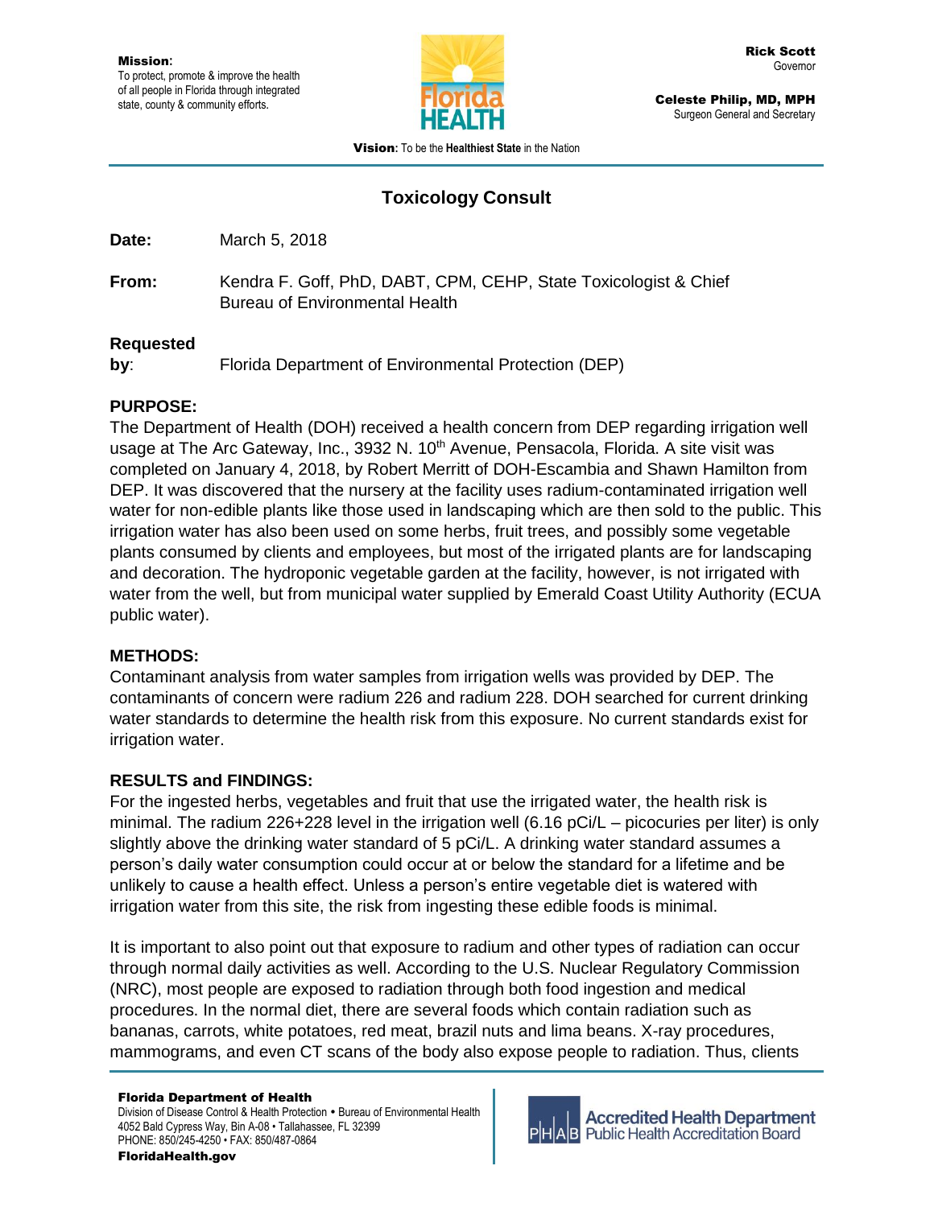**Mission**:
To protect, promote & improve the health of all people in Florida through integrated state, county & community efforts.

**Rick Scott**
Governor

**Celeste Philip, MD, MPH**
Surgeon General and Secretary

**Vision**: To be the **Healthiest State** in the Nation

# Toxicology Consult

**Date:** March 5, 2018

**From:** Kendra F. Goff, PhD, DABT, CPM, CEHP, State Toxicologist & Chief
Bureau of Environmental Health

**Requested by**: Florida Department of Environmental Protection (DEP)

## PURPOSE:

The Department of Health (DOH) received a health concern from DEP regarding irrigation well usage at The Arc Gateway, Inc., 3932 N. 10th Avenue, Pensacola, Florida. A site visit was completed on January 4, 2018, by Robert Merritt of DOH-Escambia and Shawn Hamilton from DEP. It was discovered that the nursery at the facility uses radium-contaminated irrigation well water for non-edible plants like those used in landscaping which are then sold to the public. This irrigation water has also been used on some herbs, fruit trees, and possibly some vegetable plants consumed by clients and employees, but most of the irrigated plants are for landscaping and decoration. The hydroponic vegetable garden at the facility, however, is not irrigated with water from the well, but from municipal water supplied by Emerald Coast Utility Authority (ECUA public water).

## METHODS:

Contaminant analysis from water samples from irrigation wells was provided by DEP. The contaminants of concern were radium 226 and radium 228. DOH searched for current drinking water standards to determine the health risk from this exposure. No current standards exist for irrigation water.

## RESULTS and FINDINGS:

For the ingested herbs, vegetables and fruit that use the irrigated water, the health risk is minimal. The radium 226+228 level in the irrigation well (6.16 pCi/L – picocuries per liter) is only slightly above the drinking water standard of 5 pCi/L. A drinking water standard assumes a person's daily water consumption could occur at or below the standard for a lifetime and be unlikely to cause a health effect. Unless a person's entire vegetable diet is watered with irrigation water from this site, the risk from ingesting these edible foods is minimal.

It is important to also point out that exposure to radium and other types of radiation can occur through normal daily activities as well. According to the U.S. Nuclear Regulatory Commission (NRC), most people are exposed to radiation through both food ingestion and medical procedures. In the normal diet, there are several foods which contain radiation such as bananas, carrots, white potatoes, red meat, brazil nuts and lima beans. X-ray procedures, mammograms, and even CT scans of the body also expose people to radiation. Thus, clients

**Florida Department of Health**
Division of Disease Control & Health Protection • Bureau of Environmental Health
4052 Bald Cypress Way, Bin A-08 • Tallahassee, FL 32399
PHONE: 850/245-4250 • FAX: 850/487-0864
**FloridaHealth.gov**

Accredited Health Department
Public Health Accreditation Board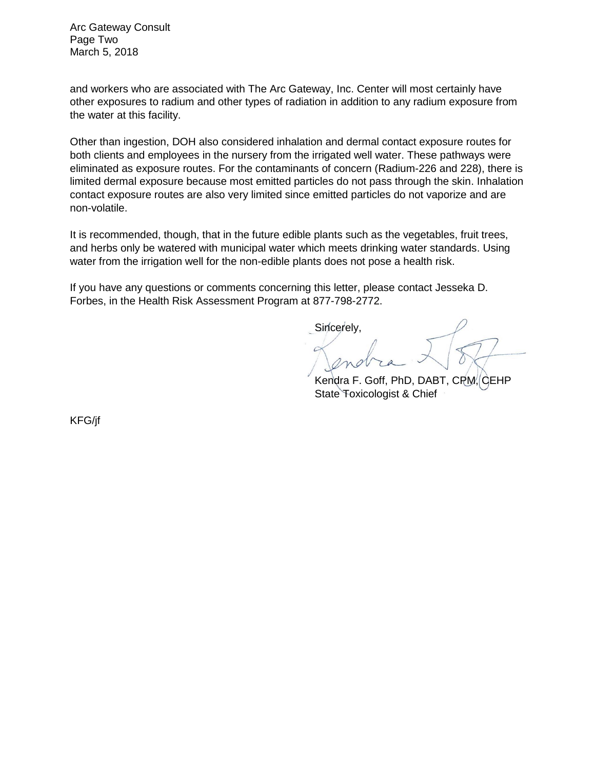and workers who are associated with The Arc Gateway, Inc. Center will most certainly have other exposures to radium and other types of radiation in addition to any radium exposure from the water at this facility.

Other than ingestion, DOH also considered inhalation and dermal contact exposure routes for both clients and employees in the nursery from the irrigated well water. These pathways were eliminated as exposure routes. For the contaminants of concern (Radium-226 and 228), there is limited dermal exposure because most emitted particles do not pass through the skin. Inhalation contact exposure routes are also very limited since emitted particles do not vaporize and are non-volatile.

It is recommended, though, that in the future edible plants such as the vegetables, fruit trees, and herbs only be watered with municipal water which meets drinking water standards. Using water from the irrigation well for the non-edible plants does not pose a health risk.

If you have any questions or comments concerning this letter, please contact Jesseka D. Forbes, in the Health Risk Assessment Program at 877-798-2772.

Sincerely,

Kendra F. Goff, PhD, DABT, CPM, CEHP
State Toxicologist & Chief

KFG/jf